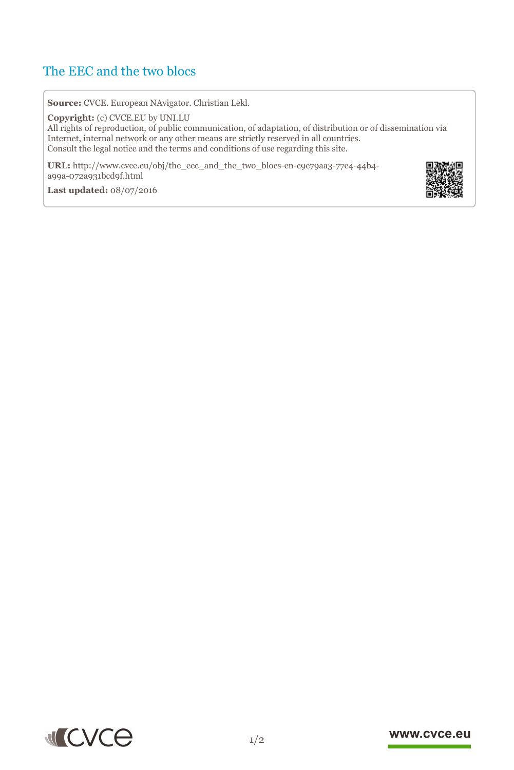# The EEC and the two blocs

**Source:** CVCE. European NAvigator. Christian Lekl.

**Copyright:** (c) CVCE.EU by UNI.LU
All rights of reproduction, of public communication, of adaptation, of distribution or of dissemination via Internet, internal network or any other means are strictly reserved in all countries.
Consult the legal notice and the terms and conditions of use regarding this site.

**URL:** http://www.cvce.eu/obj/the_eec_and_the_two_blocs-en-c9e79aa3-77e4-44b4-a99a-072a931bcd9f.html

**Last updated:** 08/07/2016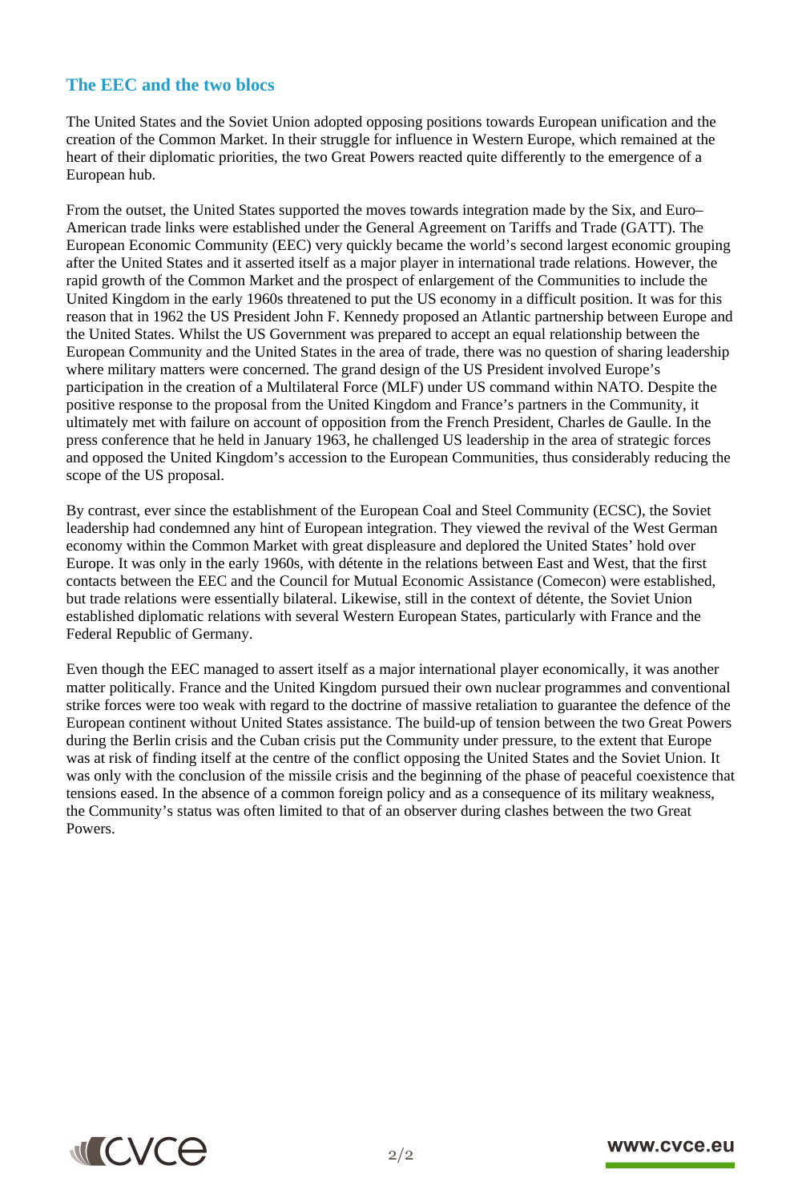## The EEC and the two blocs

The United States and the Soviet Union adopted opposing positions towards European unification and the creation of the Common Market. In their struggle for influence in Western Europe, which remained at the heart of their diplomatic priorities, the two Great Powers reacted quite differently to the emergence of a European hub.

From the outset, the United States supported the moves towards integration made by the Six, and Euro–American trade links were established under the General Agreement on Tariffs and Trade (GATT). The European Economic Community (EEC) very quickly became the world's second largest economic grouping after the United States and it asserted itself as a major player in international trade relations. However, the rapid growth of the Common Market and the prospect of enlargement of the Communities to include the United Kingdom in the early 1960s threatened to put the US economy in a difficult position. It was for this reason that in 1962 the US President John F. Kennedy proposed an Atlantic partnership between Europe and the United States. Whilst the US Government was prepared to accept an equal relationship between the European Community and the United States in the area of trade, there was no question of sharing leadership where military matters were concerned. The grand design of the US President involved Europe's participation in the creation of a Multilateral Force (MLF) under US command within NATO. Despite the positive response to the proposal from the United Kingdom and France's partners in the Community, it ultimately met with failure on account of opposition from the French President, Charles de Gaulle. In the press conference that he held in January 1963, he challenged US leadership in the area of strategic forces and opposed the United Kingdom's accession to the European Communities, thus considerably reducing the scope of the US proposal.

By contrast, ever since the establishment of the European Coal and Steel Community (ECSC), the Soviet leadership had condemned any hint of European integration. They viewed the revival of the West German economy within the Common Market with great displeasure and deplored the United States' hold over Europe. It was only in the early 1960s, with détente in the relations between East and West, that the first contacts between the EEC and the Council for Mutual Economic Assistance (Comecon) were established, but trade relations were essentially bilateral. Likewise, still in the context of détente, the Soviet Union established diplomatic relations with several Western European States, particularly with France and the Federal Republic of Germany.

Even though the EEC managed to assert itself as a major international player economically, it was another matter politically. France and the United Kingdom pursued their own nuclear programmes and conventional strike forces were too weak with regard to the doctrine of massive retaliation to guarantee the defence of the European continent without United States assistance. The build-up of tension between the two Great Powers during the Berlin crisis and the Cuban crisis put the Community under pressure, to the extent that Europe was at risk of finding itself at the centre of the conflict opposing the United States and the Soviet Union. It was only with the conclusion of the missile crisis and the beginning of the phase of peaceful coexistence that tensions eased. In the absence of a common foreign policy and as a consequence of its military weakness, the Community's status was often limited to that of an observer during clashes between the two Great Powers.